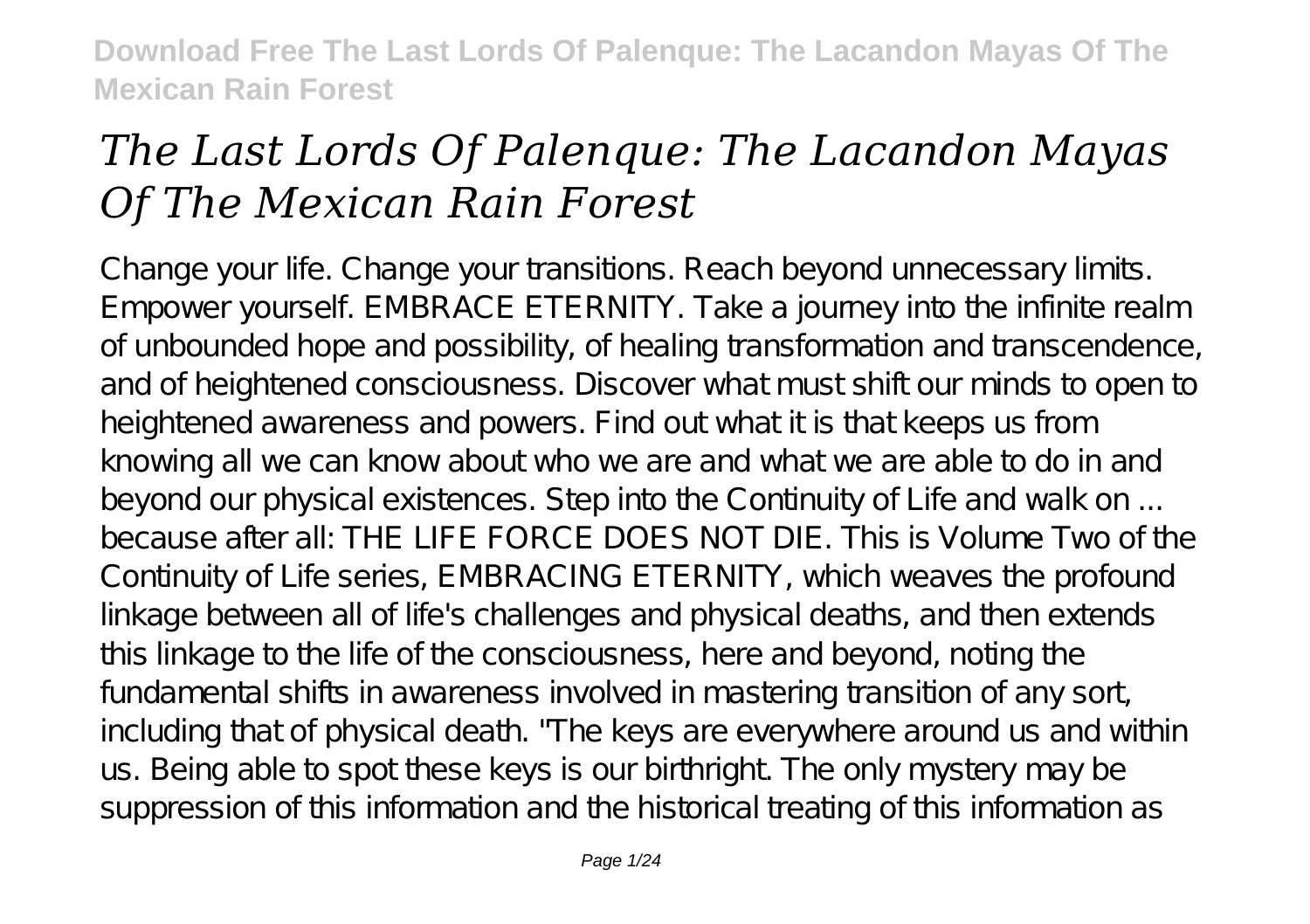# *The Last Lords Of Palenque: The Lacandon Mayas Of The Mexican Rain Forest*

Change your life. Change your transitions. Reach beyond unnecessary limits. Empower yourself. EMBRACE ETERNITY. Take a journey into the infinite realm of unbounded hope and possibility, of healing transformation and transcendence, and of heightened consciousness. Discover what must shift our minds to open to heightened awareness and powers. Find out what it is that keeps us from knowing all we can know about who we are and what we are able to do in and beyond our physical existences. Step into the Continuity of Life and walk on ... because after all: THE LIFE FORCE DOES NOT DIE. This is Volume Two of the Continuity of Life series, EMBRACING ETERNITY, which weaves the profound linkage between all of life's challenges and physical deaths, and then extends this linkage to the life of the consciousness, here and beyond, noting the fundamental shifts in awareness involved in mastering transition of any sort, including that of physical death. "The keys are everywhere around us and within us. Being able to spot these keys is our birthright. The only mystery may be suppression of this information and the historical treating of this information as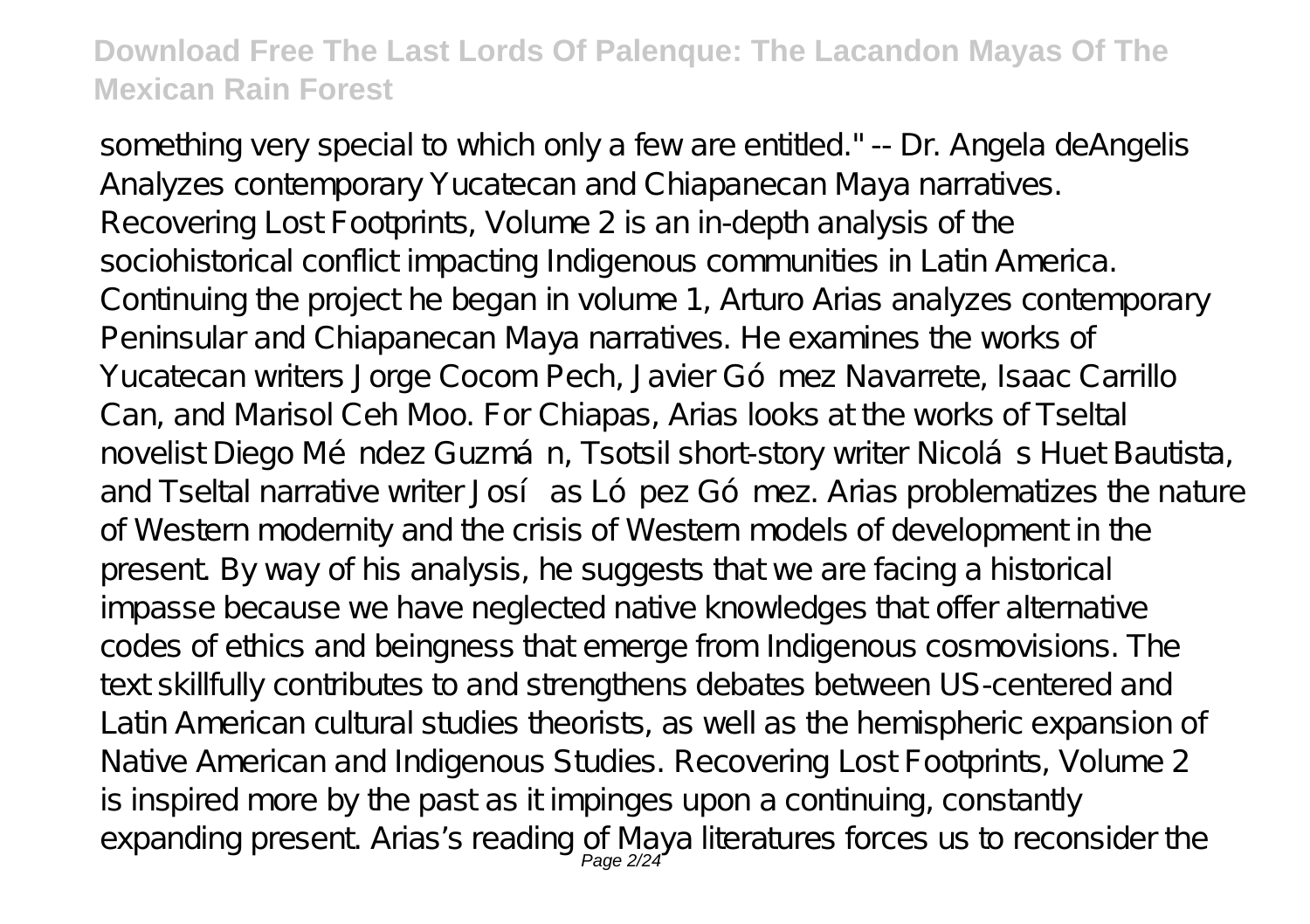something very special to which only a few are entitled." -- Dr. Angela deAngelis

Analyzes contemporary Yucatecan and Chiapanecan Maya narratives. Recovering Lost Footprints, Volume 2 is an in-depth analysis of the sociohistorical conflict impacting Indigenous communities in Latin America. Continuing the project he began in volume 1, Arturo Arias analyzes contemporary Peninsular and Chiapanecan Maya narratives. He examines the works of Yucatecan writers Jorge Cocom Pech, Javier Gómez Navarrete, Isaac Carrillo Can, and Marisol Ceh Moo. For Chiapas, Arias looks at the works of Tseltal novelist Diego Méndez Guzmán, Tsotsil short-story writer Nicolás Huet Bautista, and Tseltal narrative writer Josías López Gómez. Arias problematizes the nature of Western modernity and the crisis of Western models of development in the present. By way of his analysis, he suggests that we are facing a historical impasse because we have neglected native knowledges that offer alternative codes of ethics and beingness that emerge from Indigenous cosmovisions. The text skillfully contributes to and strengthens debates between US-centered and Latin American cultural studies theorists, as well as the hemispheric expansion of Native American and Indigenous Studies. Recovering Lost Footprints, Volume 2 is inspired more by the past as it impinges upon a continuing, constantly expanding present. Arias's reading of Maya literatures forces us to reconsider the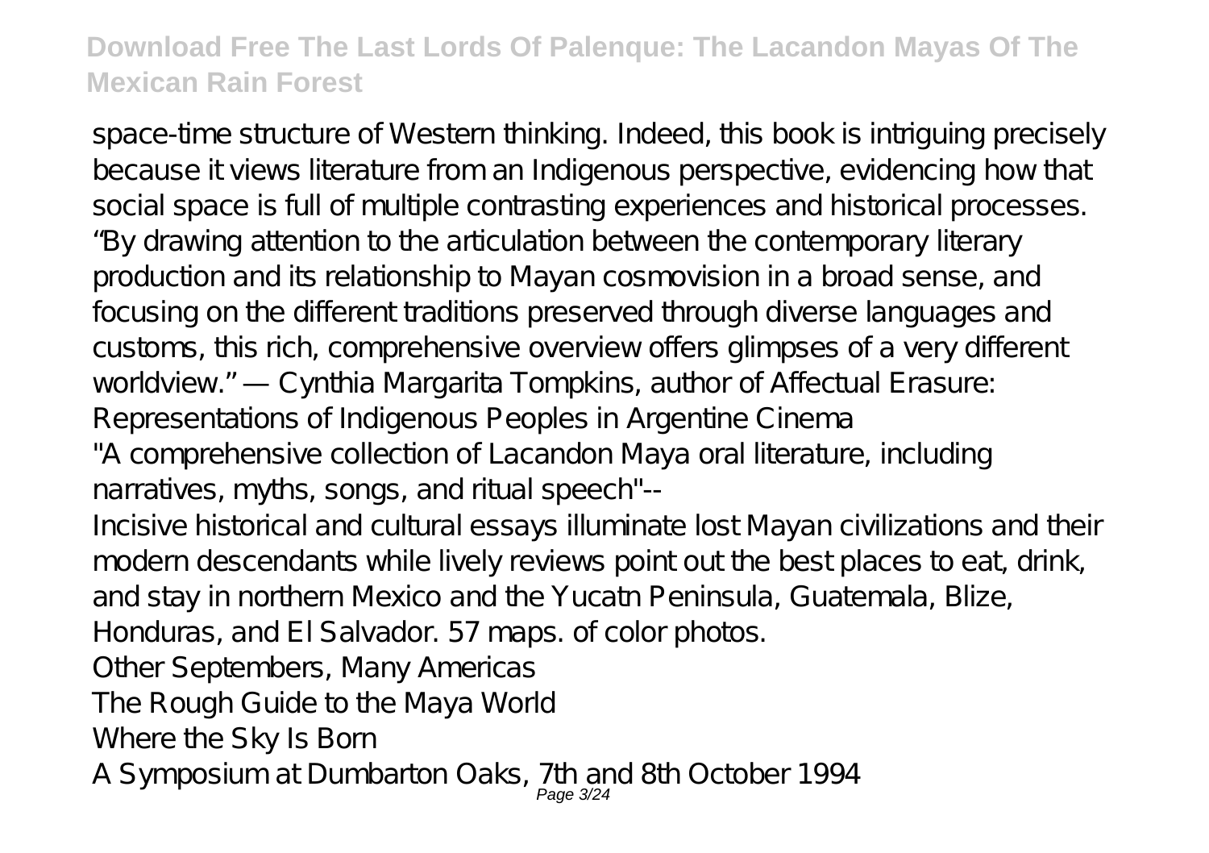space-time structure of Western thinking. Indeed, this book is intriguing precisely because it views literature from an Indigenous perspective, evidencing how that social space is full of multiple contrasting experiences and historical processes. "By drawing attention to the articulation between the contemporary literary production and its relationship to Mayan cosmovision in a broad sense, and focusing on the different traditions preserved through diverse languages and customs, this rich, comprehensive overview offers glimpses of a very different worldview." — Cynthia Margarita Tompkins, author of Affectual Erasure: Representations of Indigenous Peoples in Argentine Cinema

"A comprehensive collection of Lacandon Maya oral literature, including narratives, myths, songs, and ritual speech"--

Incisive historical and cultural essays illuminate lost Mayan civilizations and their modern descendants while lively reviews point out the best places to eat, drink, and stay in northern Mexico and the Yucatn Peninsula, Guatemala, Blize, Honduras, and El Salvador. 57 maps. of color photos.

Other Septembers, Many Americas

The Rough Guide to the Maya World

Where the Sky Is Born

A Symposium at Dumbarton Oaks, 7th and 8th October 1994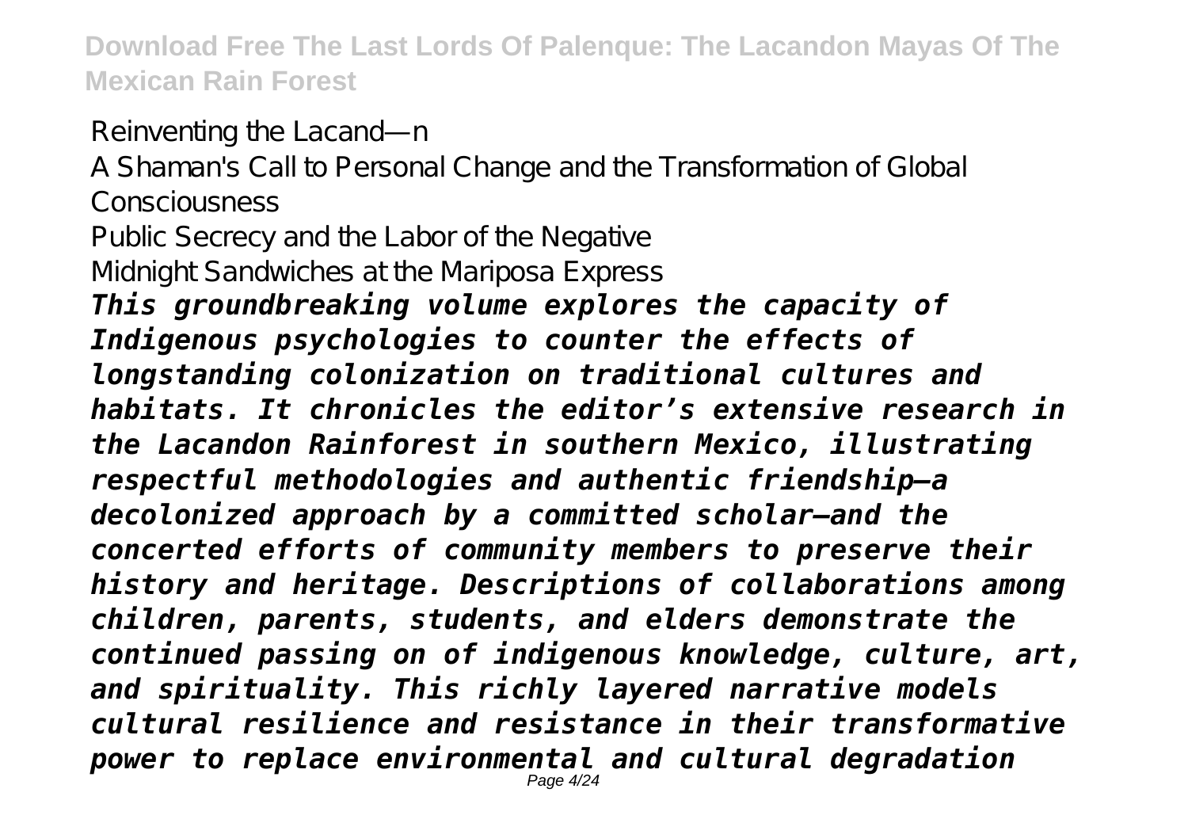Reinventing the Lacand—n

A Shaman's Call to Personal Change and the Transformation of Global Consciousness

Public Secrecy and the Labor of the Negative

Midnight Sandwiches at the Mariposa Express

***This groundbreaking volume explores the capacity of Indigenous psychologies to counter the effects of longstanding colonization on traditional cultures and habitats. It chronicles the editor's extensive research in the Lacandon Rainforest in southern Mexico, illustrating respectful methodologies and authentic friendship—a decolonized approach by a committed scholar—and the concerted efforts of community members to preserve their history and heritage. Descriptions of collaborations among children, parents, students, and elders demonstrate the continued passing on of indigenous knowledge, culture, art, and spirituality. This richly layered narrative models cultural resilience and resistance in their transformative power to replace environmental and cultural degradation***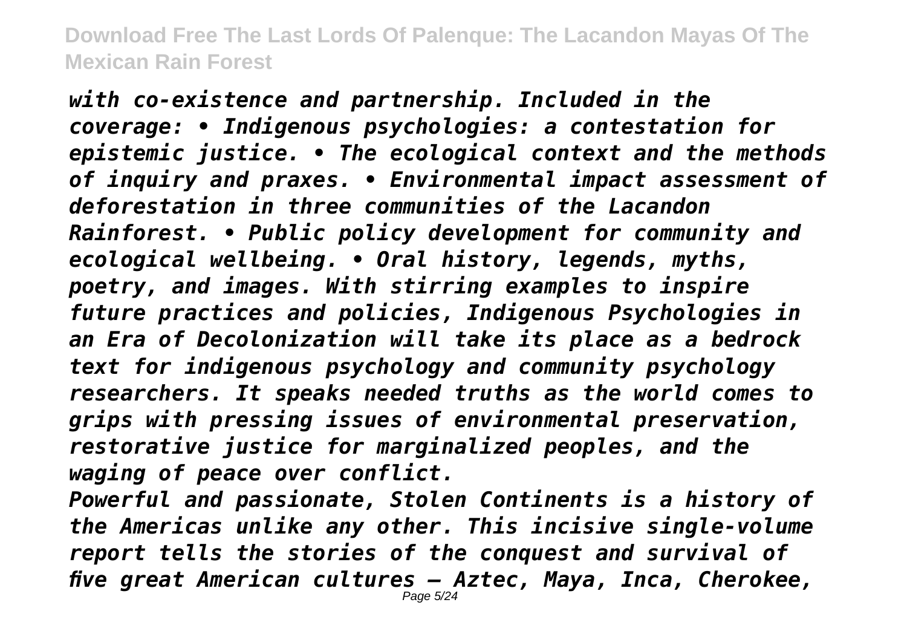*with co-existence and partnership. Included in the coverage: • Indigenous psychologies: a contestation for epistemic justice. • The ecological context and the methods of inquiry and praxes. • Environmental impact assessment of deforestation in three communities of the Lacandon Rainforest. • Public policy development for community and ecological wellbeing. • Oral history, legends, myths, poetry, and images. With stirring examples to inspire future practices and policies, Indigenous Psychologies in an Era of Decolonization will take its place as a bedrock text for indigenous psychology and community psychology researchers. It speaks needed truths as the world comes to grips with pressing issues of environmental preservation, restorative justice for marginalized peoples, and the waging of peace over conflict.*

*Powerful and passionate, Stolen Continents is a history of the Americas unlike any other. This incisive single-volume report tells the stories of the conquest and survival of five great American cultures — Aztec, Maya, Inca, Cherokee,*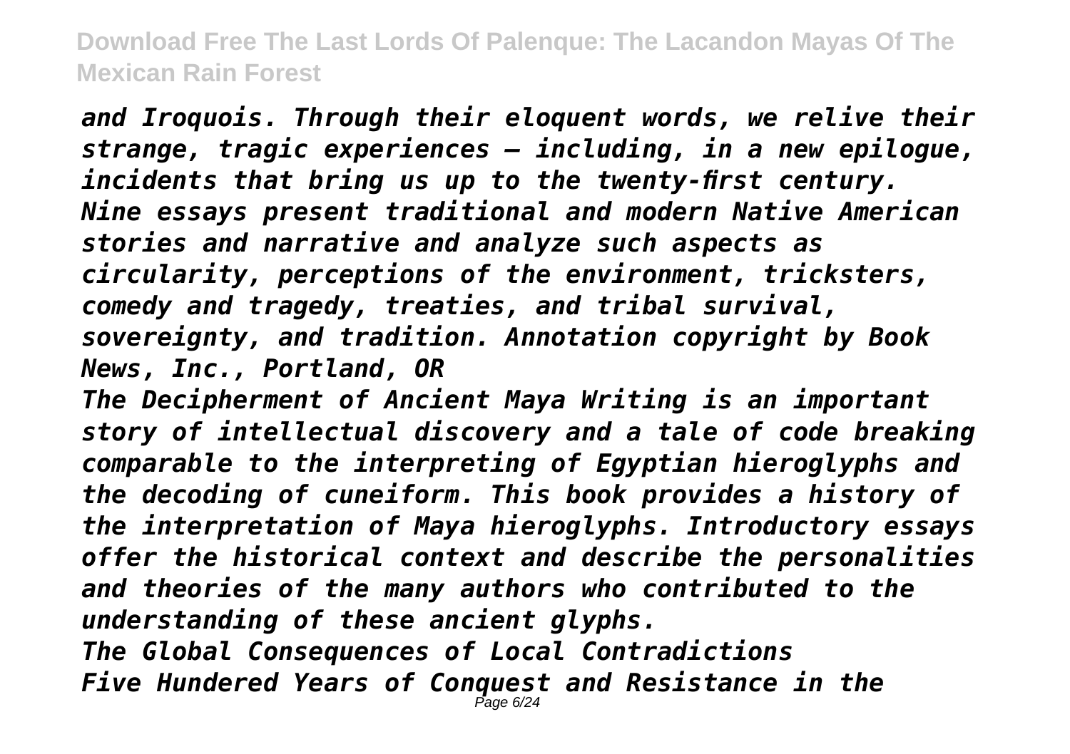*and Iroquois. Through their eloquent words, we relive their strange, tragic experiences — including, in a new epilogue, incidents that bring us up to the twenty-first century.*
*Nine essays present traditional and modern Native American stories and narrative and analyze such aspects as circularity, perceptions of the environment, tricksters, comedy and tragedy, treaties, and tribal survival, sovereignty, and tradition. Annotation copyright by Book News, Inc., Portland, OR*
*The Decipherment of Ancient Maya Writing is an important story of intellectual discovery and a tale of code breaking comparable to the interpreting of Egyptian hieroglyphs and the decoding of cuneiform. This book provides a history of the interpretation of Maya hieroglyphs. Introductory essays offer the historical context and describe the personalities and theories of the many authors who contributed to the understanding of these ancient glyphs.*
*The Global Consequences of Local Contradictions*
*Five Hundered Years of Conquest and Resistance in the*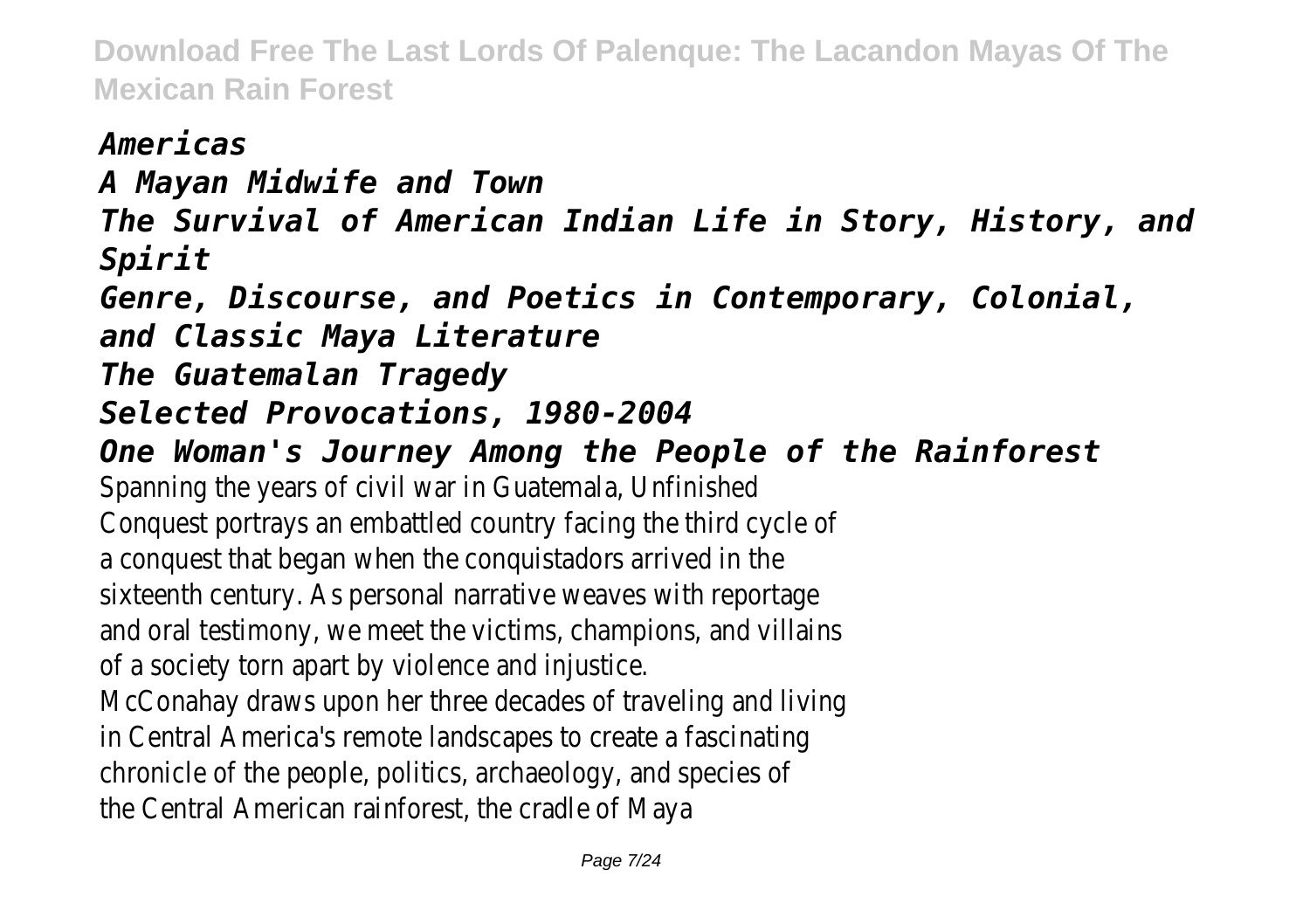*Americas*

*A Mayan Midwife and Town*

*The Survival of American Indian Life in Story, History, and Spirit*

*Genre, Discourse, and Poetics in Contemporary, Colonial, and Classic Maya Literature*

*The Guatemalan Tragedy*

*Selected Provocations, 1980-2004*

*One Woman's Journey Among the People of the Rainforest*

Spanning the years of civil war in Guatemala, Unfinished Conquest portrays an embattled country facing the third cycle of a conquest that began when the conquistadors arrived in the sixteenth century. As personal narrative weaves with reportage and oral testimony, we meet the victims, champions, and villains of a society torn apart by violence and injustice.

McConahay draws upon her three decades of traveling and living in Central America's remote landscapes to create a fascinating chronicle of the people, politics, archaeology, and species of the Central American rainforest, the cradle of Maya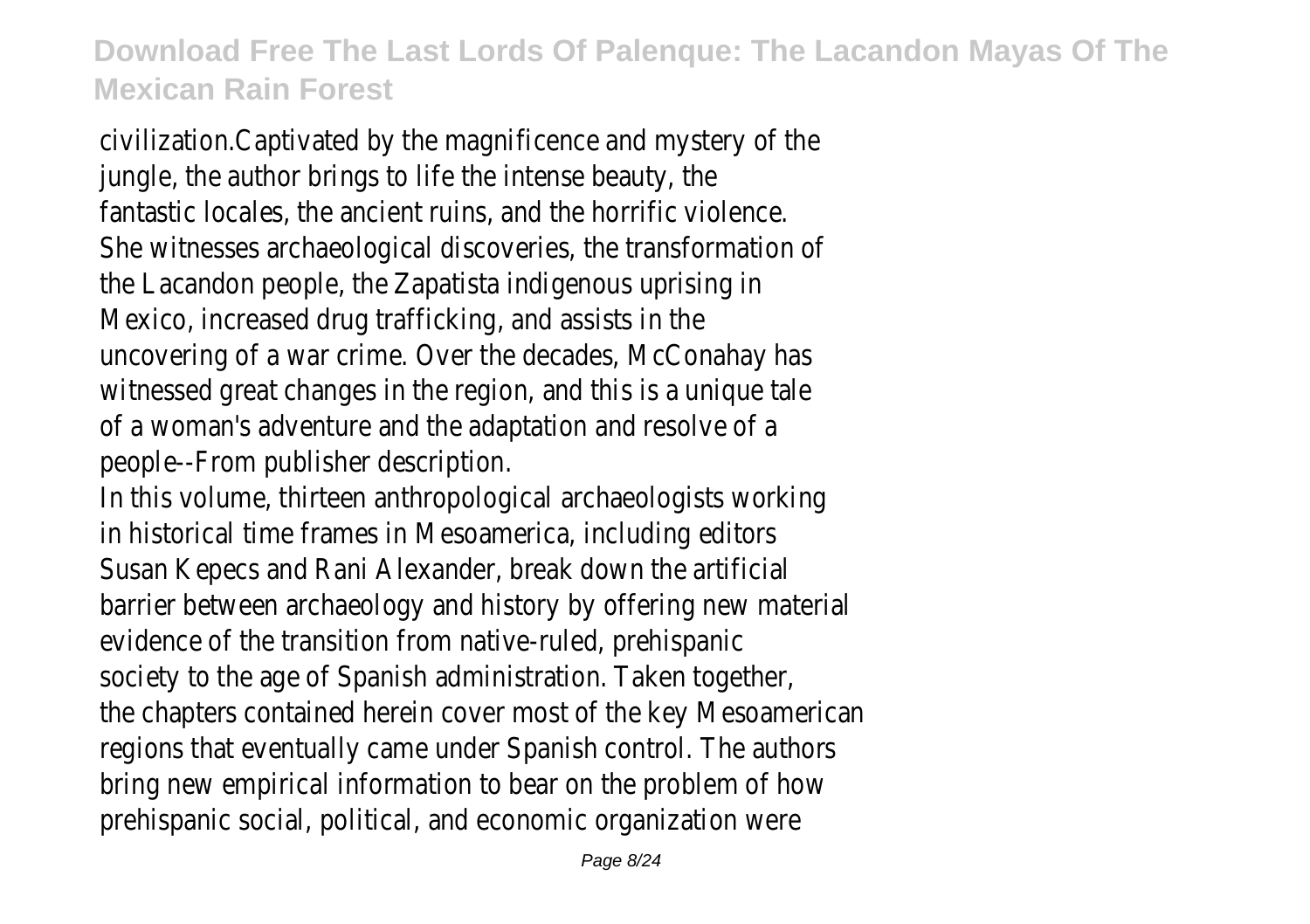civilization.Captivated by the magnificence and mystery of the jungle, the author brings to life the intense beauty, the fantastic locales, the ancient ruins, and the horrific violence. She witnesses archaeological discoveries, the transformation of the Lacandon people, the Zapatista indigenous uprising in Mexico, increased drug trafficking, and assists in the uncovering of a war crime. Over the decades, McConahay has witnessed great changes in the region, and this is a unique tale of a woman's adventure and the adaptation and resolve of a people--From publisher description.

In this volume, thirteen anthropological archaeologists working in historical time frames in Mesoamerica, including editors Susan Kepecs and Rani Alexander, break down the artificial barrier between archaeology and history by offering new material evidence of the transition from native-ruled, prehispanic society to the age of Spanish administration. Taken together, the chapters contained herein cover most of the key Mesoamerican regions that eventually came under Spanish control. The authors bring new empirical information to bear on the problem of how prehispanic social, political, and economic organization were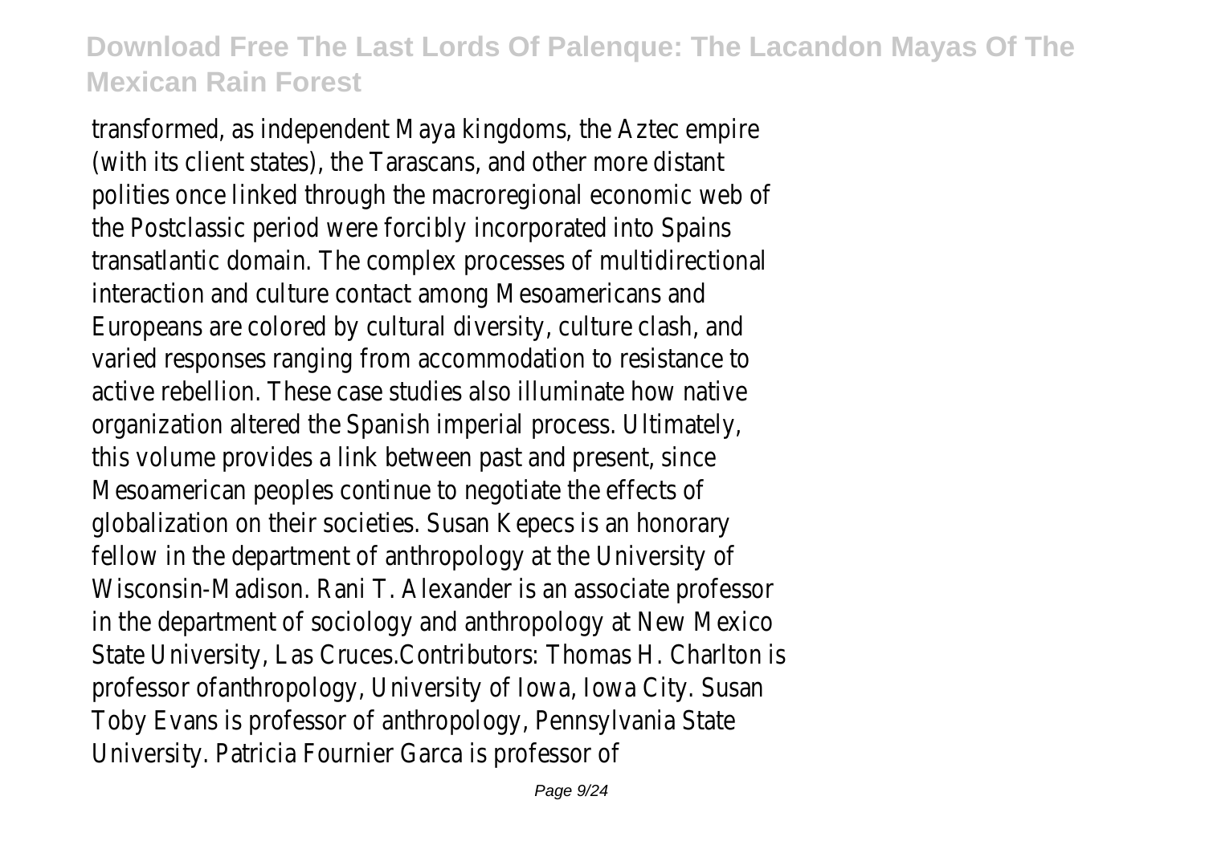transformed, as independent Maya kingdoms, the Aztec empire (with its client states), the Tarascans, and other more distant polities once linked through the macroregional economic web of the Postclassic period were forcibly incorporated into Spains transatlantic domain. The complex processes of multidirectional interaction and culture contact among Mesoamericans and Europeans are colored by cultural diversity, culture clash, and varied responses ranging from accommodation to resistance to active rebellion. These case studies also illuminate how native organization altered the Spanish imperial process. Ultimately, this volume provides a link between past and present, since Mesoamerican peoples continue to negotiate the effects of globalization on their societies. Susan Kepecs is an honorary fellow in the department of anthropology at the University of Wisconsin-Madison. Rani T. Alexander is an associate professor in the department of sociology and anthropology at New Mexico State University, Las Cruces.Contributors: Thomas H. Charlton is professor ofanthropology, University of Iowa, Iowa City. Susan Toby Evans is professor of anthropology, Pennsylvania State University. Patricia Fournier Garca is professor of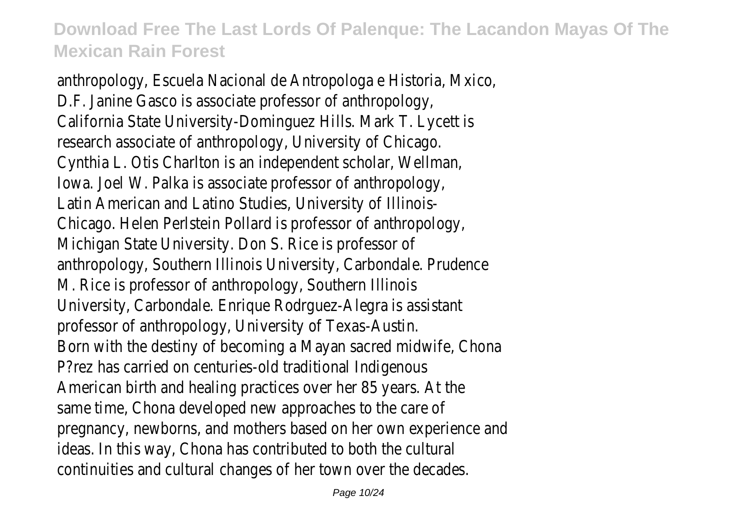anthropology, Escuela Nacional de Antropologa e Historia, Mxico, D.F. Janine Gasco is associate professor of anthropology, California State University-Dominguez Hills. Mark T. Lycett is research associate of anthropology, University of Chicago. Cynthia L. Otis Charlton is an independent scholar, Wellman, Iowa. Joel W. Palka is associate professor of anthropology, Latin American and Latino Studies, University of Illinois-Chicago. Helen Perlstein Pollard is professor of anthropology, Michigan State University. Don S. Rice is professor of anthropology, Southern Illinois University, Carbondale. Prudence M. Rice is professor of anthropology, Southern Illinois University, Carbondale. Enrique Rodrguez-Alegra is assistant professor of anthropology, University of Texas-Austin.

Born with the destiny of becoming a Mayan sacred midwife, Chona P?rez has carried on centuries-old traditional Indigenous American birth and healing practices over her 85 years. At the same time, Chona developed new approaches to the care of pregnancy, newborns, and mothers based on her own experience and ideas. In this way, Chona has contributed to both the cultural continuities and cultural changes of her town over the decades.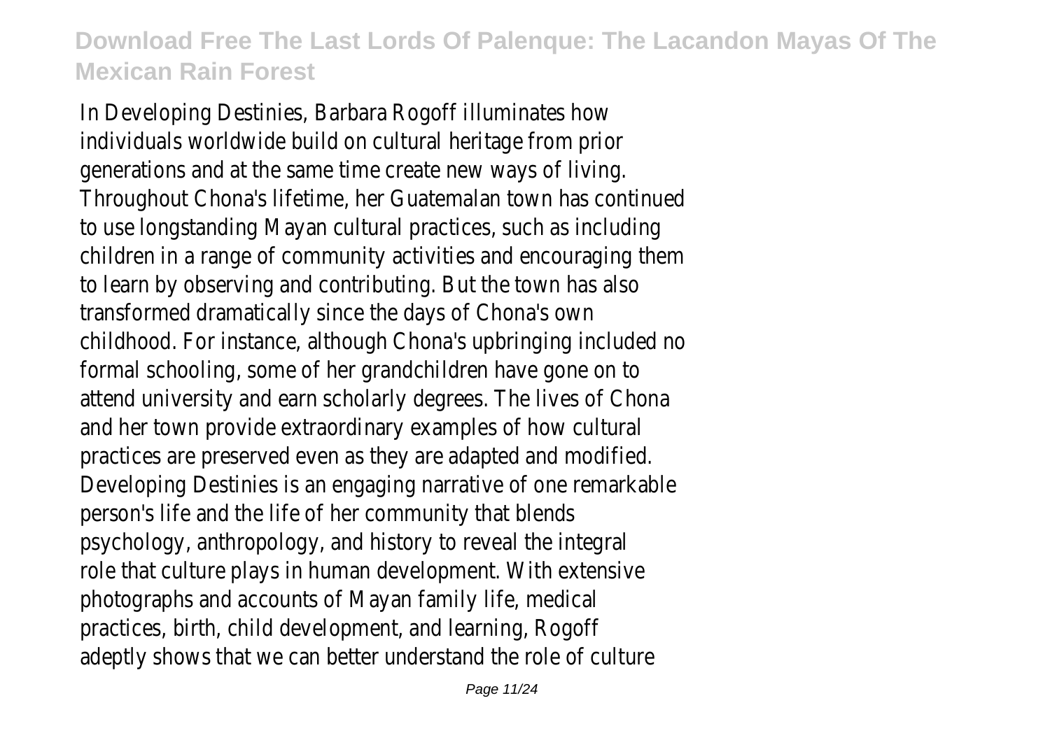In Developing Destinies, Barbara Rogoff illuminates how individuals worldwide build on cultural heritage from prior generations and at the same time create new ways of living. Throughout Chona's lifetime, her Guatemalan town has continued to use longstanding Mayan cultural practices, such as including children in a range of community activities and encouraging them to learn by observing and contributing. But the town has also transformed dramatically since the days of Chona's own childhood. For instance, although Chona's upbringing included no formal schooling, some of her grandchildren have gone on to attend university and earn scholarly degrees. The lives of Chona and her town provide extraordinary examples of how cultural practices are preserved even as they are adapted and modified. Developing Destinies is an engaging narrative of one remarkable person's life and the life of her community that blends psychology, anthropology, and history to reveal the integral role that culture plays in human development. With extensive photographs and accounts of Mayan family life, medical practices, birth, child development, and learning, Rogoff adeptly shows that we can better understand the role of culture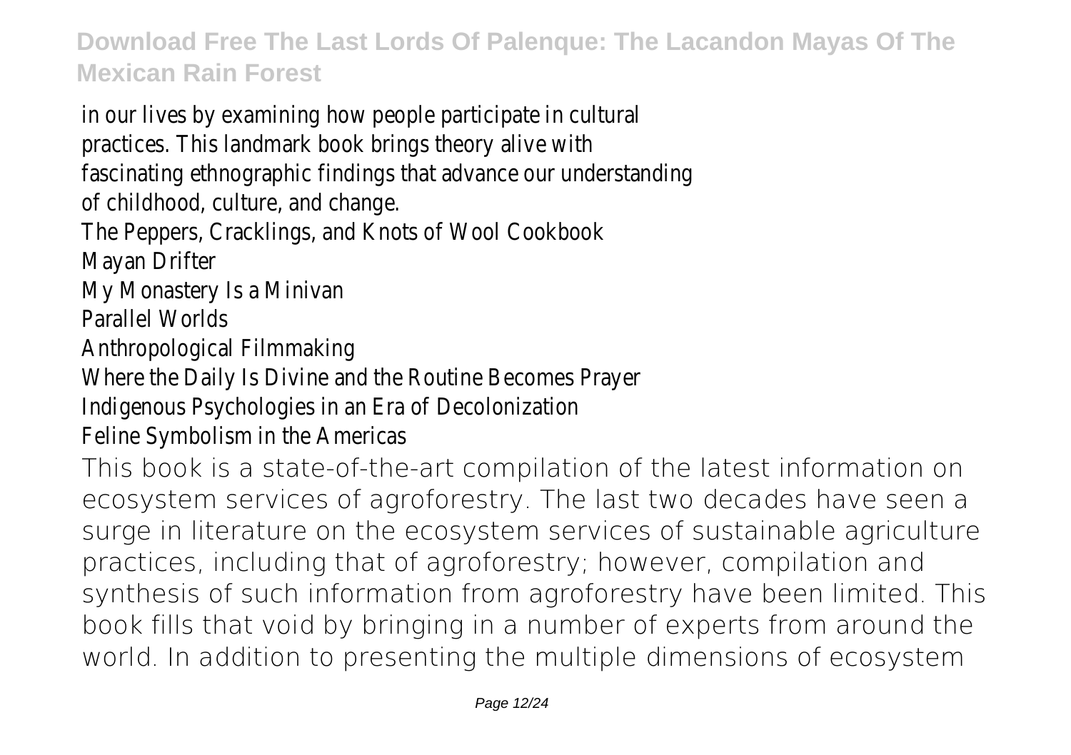in our lives by examining how people participate in cultural practices. This landmark book brings theory alive with fascinating ethnographic findings that advance our understanding of childhood, culture, and change.

The Peppers, Cracklings, and Knots of Wool Cookbook

Mayan Drifter

My Monastery Is a Minivan

Parallel Worlds

Anthropological Filmmaking

Where the Daily Is Divine and the Routine Becomes Prayer

Indigenous Psychologies in an Era of Decolonization

Feline Symbolism in the Americas

This book is a state-of-the-art compilation of the latest information on ecosystem services of agroforestry. The last two decades have seen a surge in literature on the ecosystem services of sustainable agriculture practices, including that of agroforestry; however, compilation and synthesis of such information from agroforestry have been limited. This book fills that void by bringing in a number of experts from around the world. In addition to presenting the multiple dimensions of ecosystem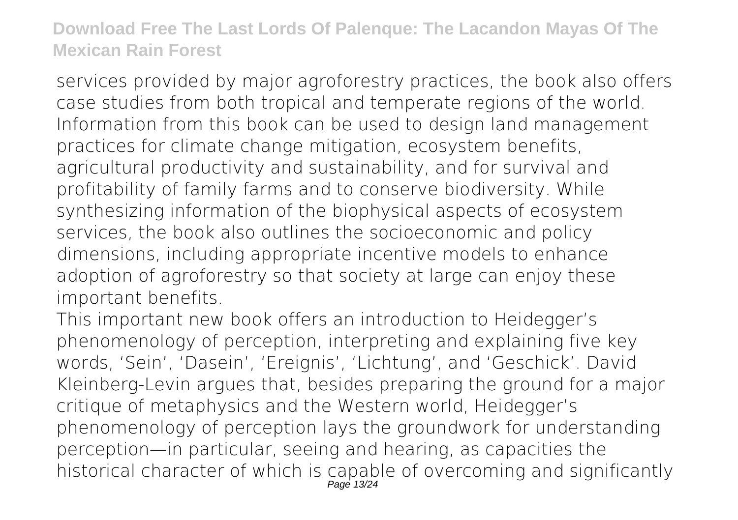services provided by major agroforestry practices, the book also offers case studies from both tropical and temperate regions of the world. Information from this book can be used to design land management practices for climate change mitigation, ecosystem benefits, agricultural productivity and sustainability, and for survival and profitability of family farms and to conserve biodiversity. While synthesizing information of the biophysical aspects of ecosystem services, the book also outlines the socioeconomic and policy dimensions, including appropriate incentive models to enhance adoption of agroforestry so that society at large can enjoy these important benefits.

This important new book offers an introduction to Heidegger's phenomenology of perception, interpreting and explaining five key words, 'Sein', 'Dasein', 'Ereignis', 'Lichtung', and 'Geschick'. David Kleinberg-Levin argues that, besides preparing the ground for a major critique of metaphysics and the Western world, Heidegger's phenomenology of perception lays the groundwork for understanding perception—in particular, seeing and hearing, as capacities the historical character of which is capable of overcoming and significantly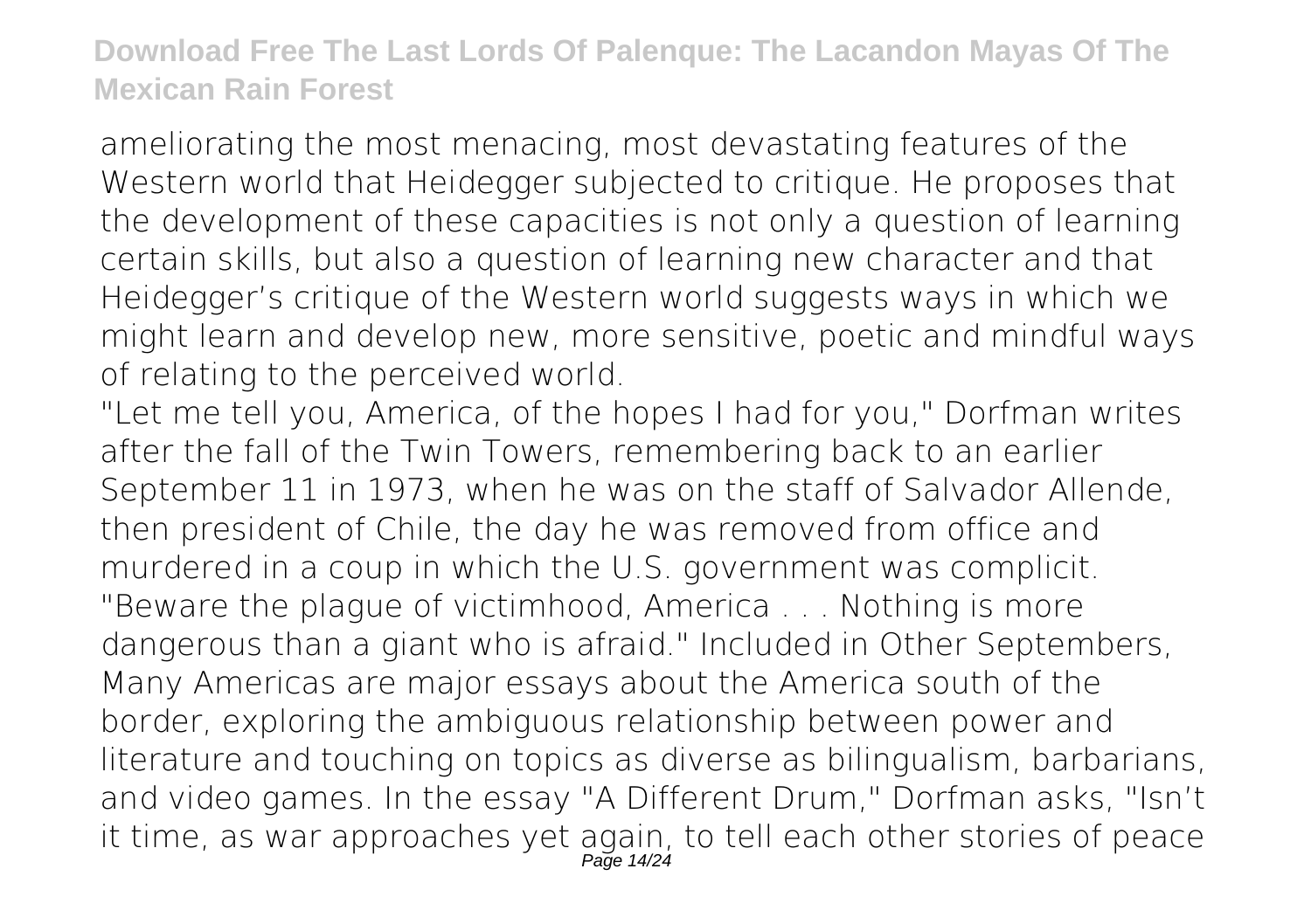ameliorating the most menacing, most devastating features of the Western world that Heidegger subjected to critique. He proposes that the development of these capacities is not only a question of learning certain skills, but also a question of learning new character and that Heidegger's critique of the Western world suggests ways in which we might learn and develop new, more sensitive, poetic and mindful ways of relating to the perceived world.

"Let me tell you, America, of the hopes I had for you," Dorfman writes after the fall of the Twin Towers, remembering back to an earlier September 11 in 1973, when he was on the staff of Salvador Allende, then president of Chile, the day he was removed from office and murdered in a coup in which the U.S. government was complicit. "Beware the plague of victimhood, America . . . Nothing is more dangerous than a giant who is afraid." Included in Other Septembers, Many Americas are major essays about the America south of the border, exploring the ambiguous relationship between power and literature and touching on topics as diverse as bilingualism, barbarians, and video games. In the essay "A Different Drum," Dorfman asks, "Isn't it time, as war approaches yet again, to tell each other stories of peace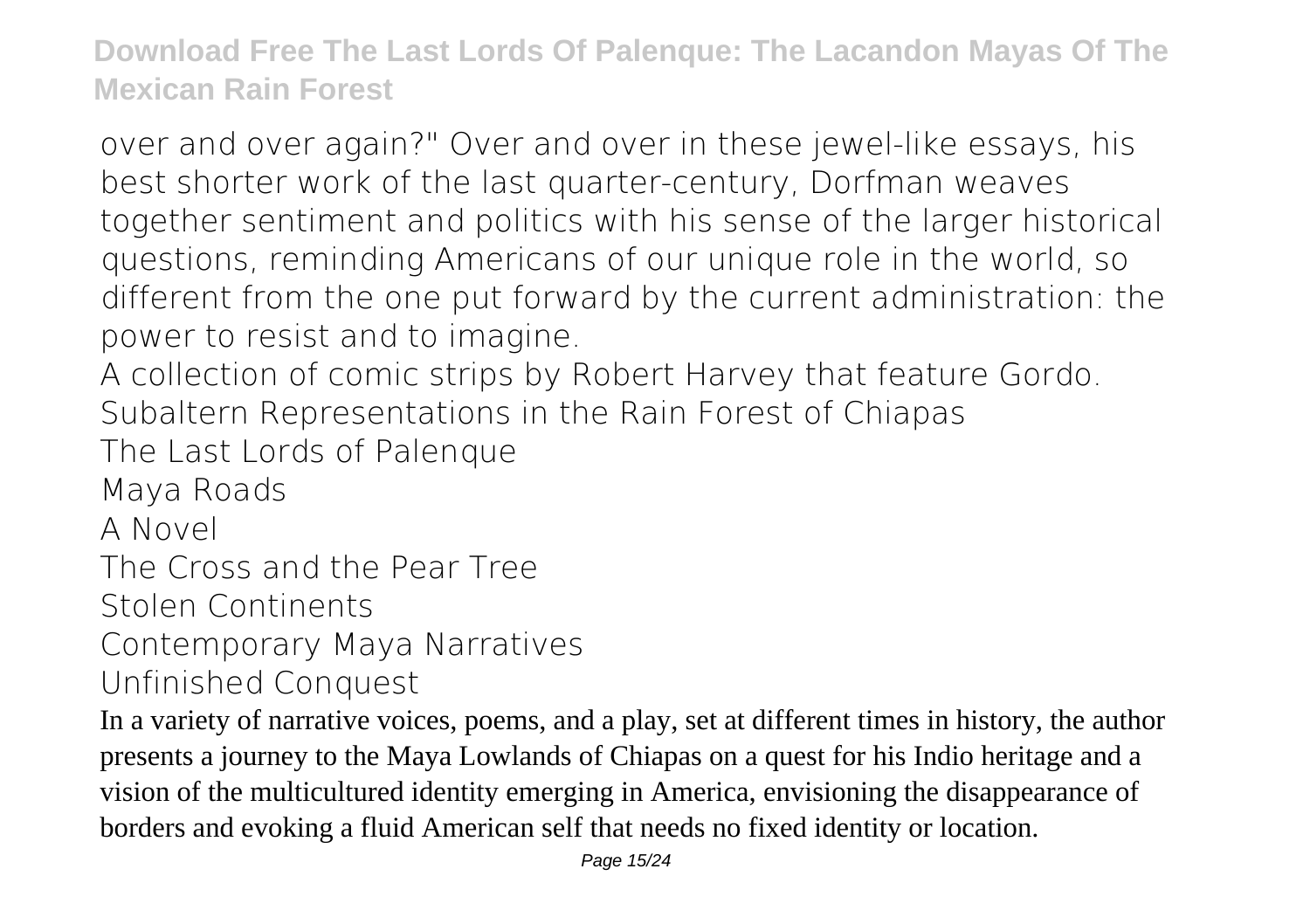over and over again?" Over and over in these jewel-like essays, his best shorter work of the last quarter-century, Dorfman weaves together sentiment and politics with his sense of the larger historical questions, reminding Americans of our unique role in the world, so different from the one put forward by the current administration: the power to resist and to imagine.

A collection of comic strips by Robert Harvey that feature Gordo.

Subaltern Representations in the Rain Forest of Chiapas

The Last Lords of Palenque

Maya Roads

A Novel

The Cross and the Pear Tree

Stolen Continents

Contemporary Maya Narratives

Unfinished Conquest

In a variety of narrative voices, poems, and a play, set at different times in history, the author presents a journey to the Maya Lowlands of Chiapas on a quest for his Indio heritage and a vision of the multicultured identity emerging in America, envisioning the disappearance of borders and evoking a fluid American self that needs no fixed identity or location.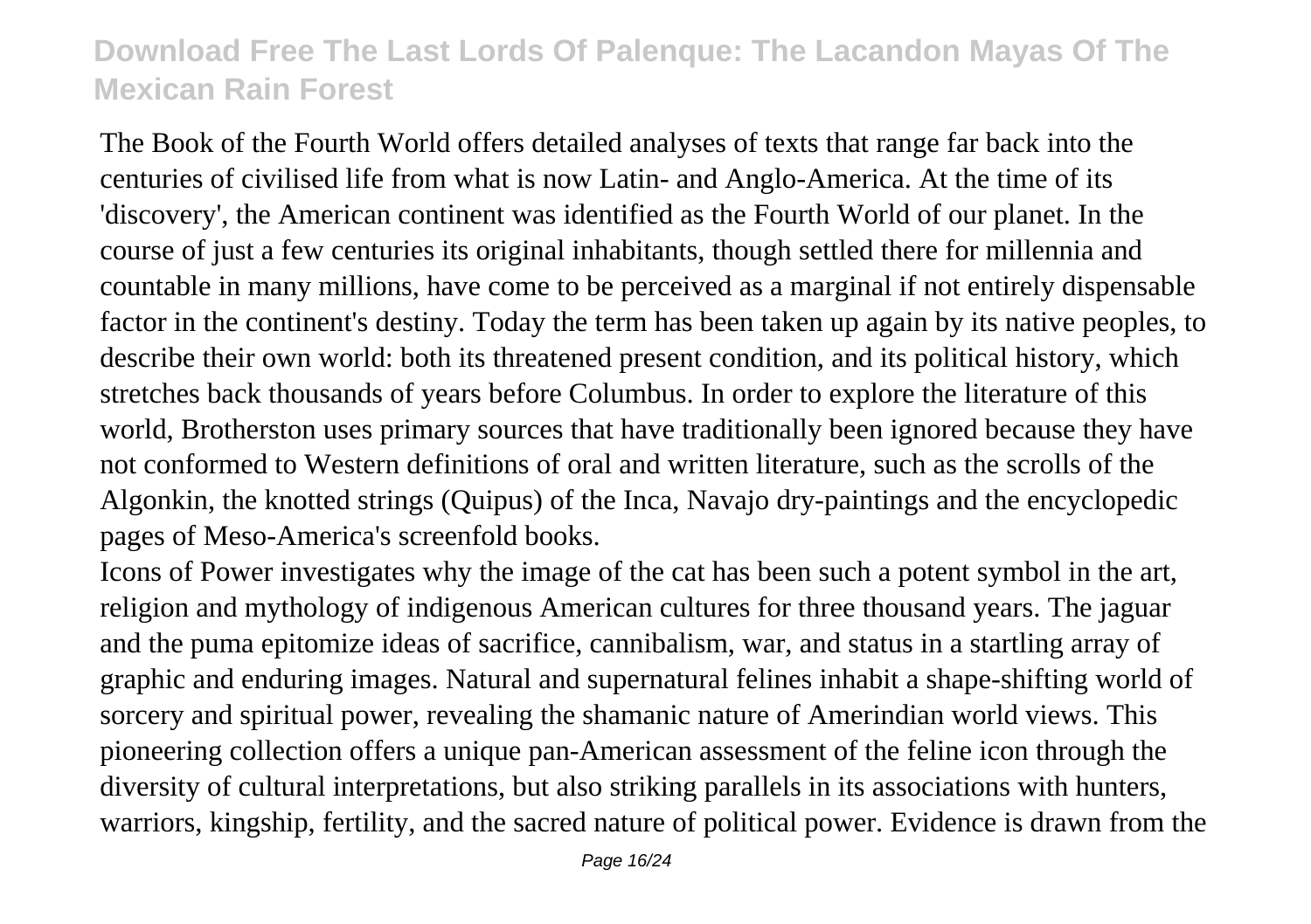The Book of the Fourth World offers detailed analyses of texts that range far back into the centuries of civilised life from what is now Latin- and Anglo-America. At the time of its 'discovery', the American continent was identified as the Fourth World of our planet. In the course of just a few centuries its original inhabitants, though settled there for millennia and countable in many millions, have come to be perceived as a marginal if not entirely dispensable factor in the continent's destiny. Today the term has been taken up again by its native peoples, to describe their own world: both its threatened present condition, and its political history, which stretches back thousands of years before Columbus. In order to explore the literature of this world, Brotherston uses primary sources that have traditionally been ignored because they have not conformed to Western definitions of oral and written literature, such as the scrolls of the Algonkin, the knotted strings (Quipus) of the Inca, Navajo dry-paintings and the encyclopedic pages of Meso-America's screenfold books.

Icons of Power investigates why the image of the cat has been such a potent symbol in the art, religion and mythology of indigenous American cultures for three thousand years. The jaguar and the puma epitomize ideas of sacrifice, cannibalism, war, and status in a startling array of graphic and enduring images. Natural and supernatural felines inhabit a shape-shifting world of sorcery and spiritual power, revealing the shamanic nature of Amerindian world views. This pioneering collection offers a unique pan-American assessment of the feline icon through the diversity of cultural interpretations, but also striking parallels in its associations with hunters, warriors, kingship, fertility, and the sacred nature of political power. Evidence is drawn from the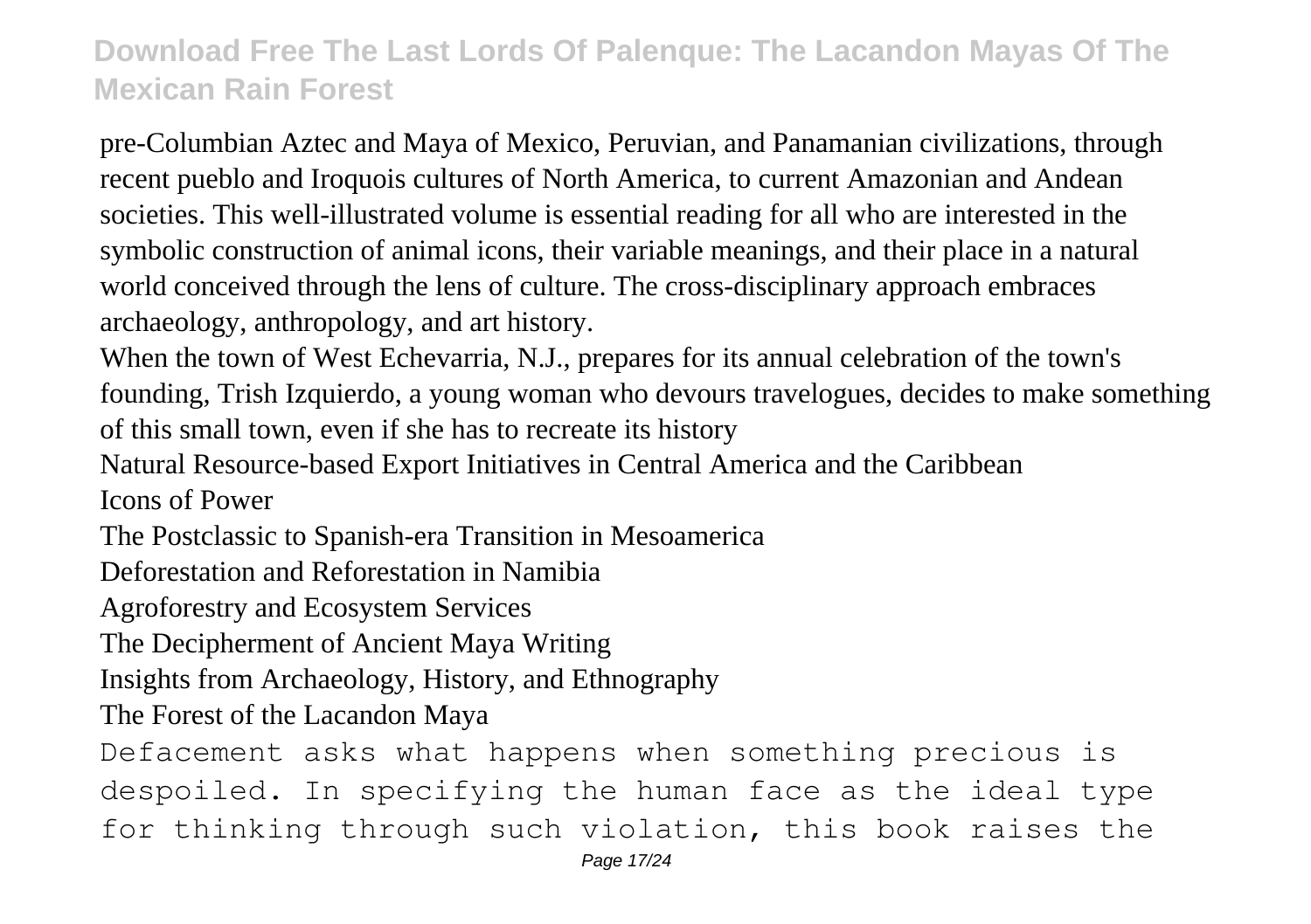pre-Columbian Aztec and Maya of Mexico, Peruvian, and Panamanian civilizations, through recent pueblo and Iroquois cultures of North America, to current Amazonian and Andean societies. This well-illustrated volume is essential reading for all who are interested in the symbolic construction of animal icons, their variable meanings, and their place in a natural world conceived through the lens of culture. The cross-disciplinary approach embraces archaeology, anthropology, and art history.

When the town of West Echevarria, N.J., prepares for its annual celebration of the town's founding, Trish Izquierdo, a young woman who devours travelogues, decides to make something of this small town, even if she has to recreate its history

Natural Resource-based Export Initiatives in Central America and the Caribbean

Icons of Power

The Postclassic to Spanish-era Transition in Mesoamerica

Deforestation and Reforestation in Namibia

Agroforestry and Ecosystem Services

The Decipherment of Ancient Maya Writing

Insights from Archaeology, History, and Ethnography

The Forest of the Lacandon Maya

Defacement asks what happens when something precious is despoiled. In specifying the human face as the ideal type for thinking through such violation, this book raises the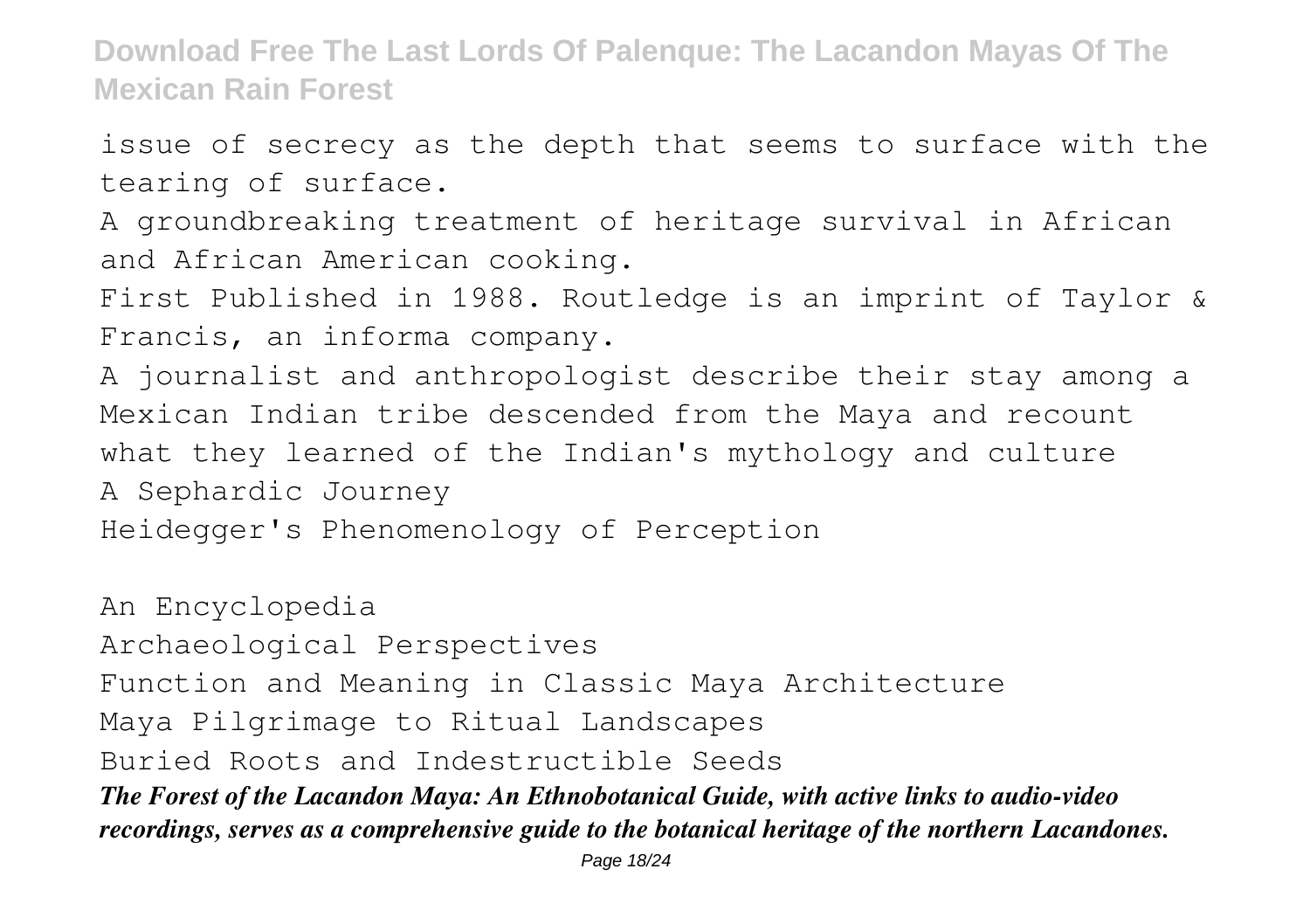issue of secrecy as the depth that seems to surface with the tearing of surface.

A groundbreaking treatment of heritage survival in African and African American cooking.

First Published in 1988. Routledge is an imprint of Taylor & Francis, an informa company.

A journalist and anthropologist describe their stay among a Mexican Indian tribe descended from the Maya and recount what they learned of the Indian's mythology and culture

A Sephardic Journey

Heidegger's Phenomenology of Perception

An Encyclopedia

Archaeological Perspectives

Function and Meaning in Classic Maya Architecture

Maya Pilgrimage to Ritual Landscapes

Buried Roots and Indestructible Seeds

***The Forest of the Lacandon Maya: An Ethnobotanical Guide, with active links to audio-video recordings, serves as a comprehensive guide to the botanical heritage of the northern Lacandones.***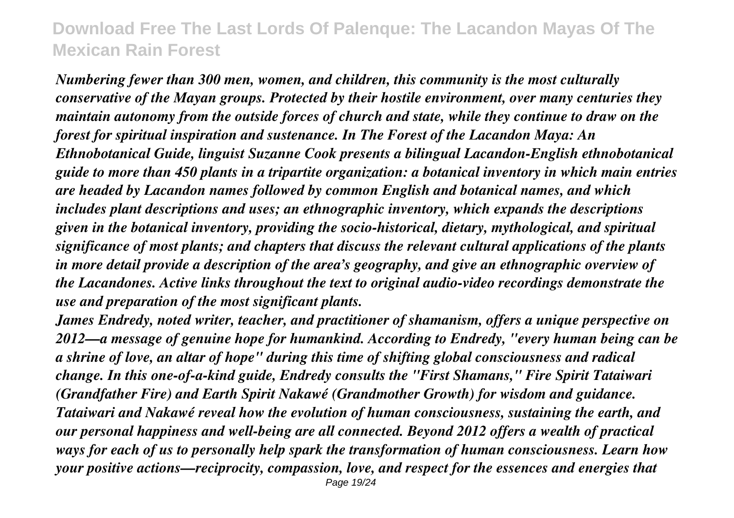*Numbering fewer than 300 men, women, and children, this community is the most culturally conservative of the Mayan groups. Protected by their hostile environment, over many centuries they maintain autonomy from the outside forces of church and state, while they continue to draw on the forest for spiritual inspiration and sustenance. In The Forest of the Lacandon Maya: An Ethnobotanical Guide, linguist Suzanne Cook presents a bilingual Lacandon-English ethnobotanical guide to more than 450 plants in a tripartite organization: a botanical inventory in which main entries are headed by Lacandon names followed by common English and botanical names, and which includes plant descriptions and uses; an ethnographic inventory, which expands the descriptions given in the botanical inventory, providing the socio-historical, dietary, mythological, and spiritual significance of most plants; and chapters that discuss the relevant cultural applications of the plants in more detail provide a description of the area's geography, and give an ethnographic overview of the Lacandones. Active links throughout the text to original audio-video recordings demonstrate the use and preparation of the most significant plants.*

*James Endredy, noted writer, teacher, and practitioner of shamanism, offers a unique perspective on 2012—a message of genuine hope for humankind. According to Endredy, "every human being can be a shrine of love, an altar of hope" during this time of shifting global consciousness and radical change. In this one-of-a-kind guide, Endredy consults the "First Shamans," Fire Spirit Tataiwari (Grandfather Fire) and Earth Spirit Nakawé (Grandmother Growth) for wisdom and guidance. Tataiwari and Nakawé reveal how the evolution of human consciousness, sustaining the earth, and our personal happiness and well-being are all connected. Beyond 2012 offers a wealth of practical ways for each of us to personally help spark the transformation of human consciousness. Learn how your positive actions—reciprocity, compassion, love, and respect for the essences and energies that*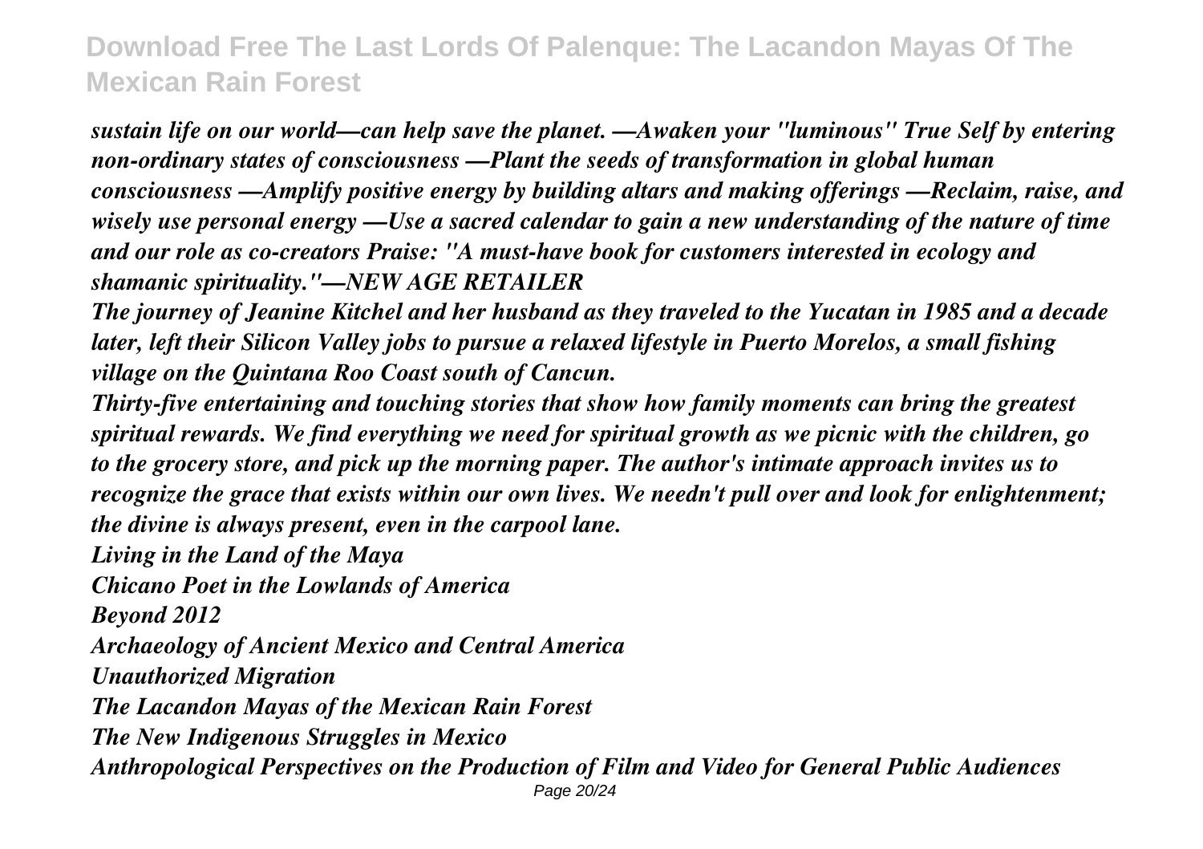*sustain life on our world—can help save the planet. —Awaken your "luminous" True Self by entering non-ordinary states of consciousness —Plant the seeds of transformation in global human consciousness —Amplify positive energy by building altars and making offerings —Reclaim, raise, and wisely use personal energy —Use a sacred calendar to gain a new understanding of the nature of time and our role as co-creators Praise: "A must-have book for customers interested in ecology and shamanic spirituality."—NEW AGE RETAILER*

*The journey of Jeanine Kitchel and her husband as they traveled to the Yucatan in 1985 and a decade later, left their Silicon Valley jobs to pursue a relaxed lifestyle in Puerto Morelos, a small fishing village on the Quintana Roo Coast south of Cancun.*

*Thirty-five entertaining and touching stories that show how family moments can bring the greatest spiritual rewards. We find everything we need for spiritual growth as we picnic with the children, go to the grocery store, and pick up the morning paper. The author's intimate approach invites us to recognize the grace that exists within our own lives. We needn't pull over and look for enlightenment; the divine is always present, even in the carpool lane.*

*Living in the Land of the Maya*

*Chicano Poet in the Lowlands of America*

*Beyond 2012*

*Archaeology of Ancient Mexico and Central America*

*Unauthorized Migration*

*The Lacandon Mayas of the Mexican Rain Forest*

*The New Indigenous Struggles in Mexico*

*Anthropological Perspectives on the Production of Film and Video for General Public Audiences*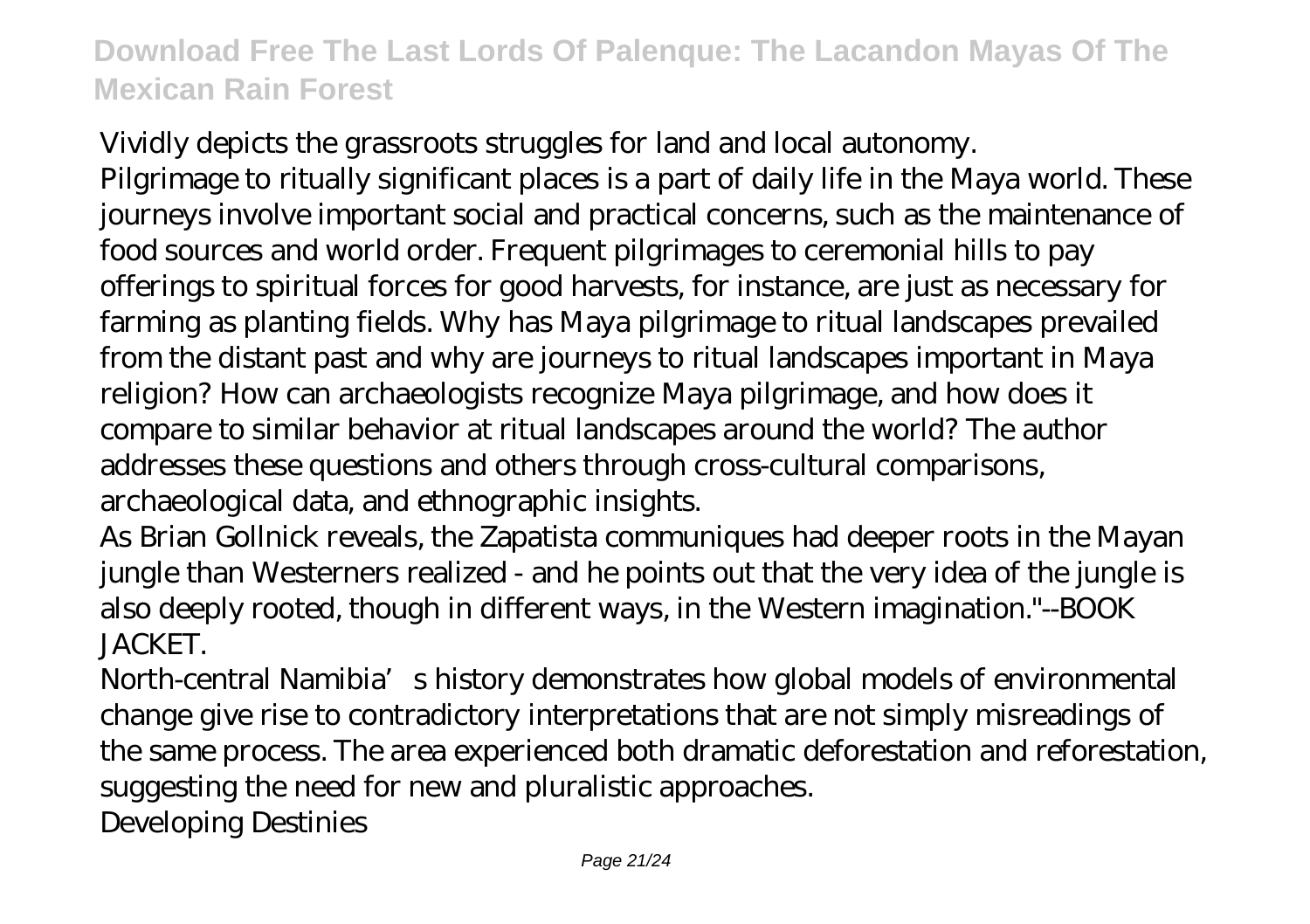Vividly depicts the grassroots struggles for land and local autonomy.

Pilgrimage to ritually significant places is a part of daily life in the Maya world. These journeys involve important social and practical concerns, such as the maintenance of food sources and world order. Frequent pilgrimages to ceremonial hills to pay offerings to spiritual forces for good harvests, for instance, are just as necessary for farming as planting fields. Why has Maya pilgrimage to ritual landscapes prevailed from the distant past and why are journeys to ritual landscapes important in Maya religion? How can archaeologists recognize Maya pilgrimage, and how does it compare to similar behavior at ritual landscapes around the world? The author addresses these questions and others through cross-cultural comparisons, archaeological data, and ethnographic insights.

As Brian Gollnick reveals, the Zapatista communiques had deeper roots in the Mayan jungle than Westerners realized - and he points out that the very idea of the jungle is also deeply rooted, though in different ways, in the Western imagination."--BOOK JACKET.

North-central Namibia's history demonstrates how global models of environmental change give rise to contradictory interpretations that are not simply misreadings of the same process. The area experienced both dramatic deforestation and reforestation, suggesting the need for new and pluralistic approaches.

Developing Destinies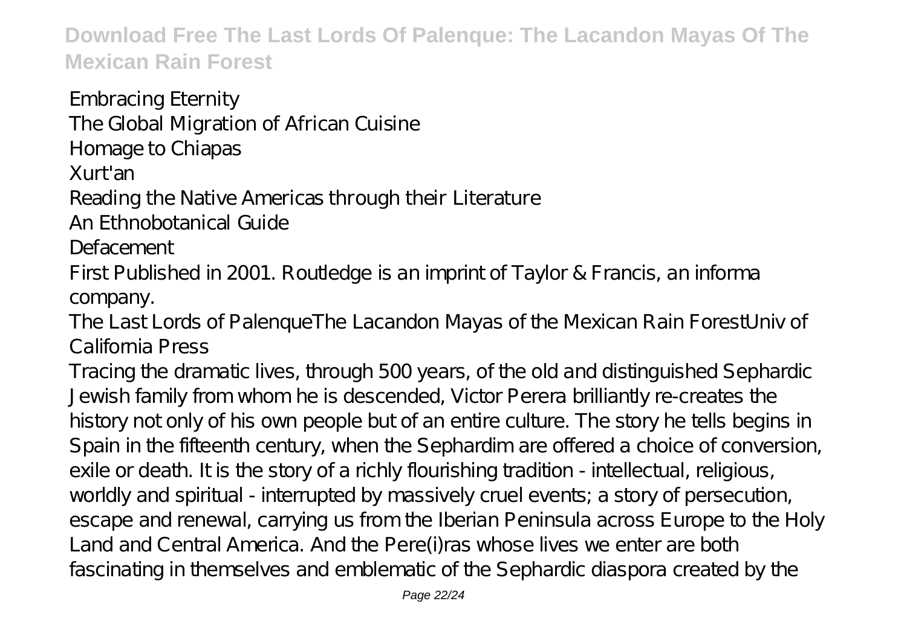Embracing Eternity
The Global Migration of African Cuisine
Homage to Chiapas
Xurt'an
Reading the Native Americas through their Literature
An Ethnobotanical Guide
Defacement

First Published in 2001. Routledge is an imprint of Taylor & Francis, an informa company.

The Last Lords of PalenqueThe Lacandon Mayas of the Mexican Rain ForestUniv of California Press

Tracing the dramatic lives, through 500 years, of the old and distinguished Sephardic Jewish family from whom he is descended, Victor Perera brilliantly re-creates the history not only of his own people but of an entire culture. The story he tells begins in Spain in the fifteenth century, when the Sephardim are offered a choice of conversion, exile or death. It is the story of a richly flourishing tradition - intellectual, religious, worldly and spiritual - interrupted by massively cruel events; a story of persecution, escape and renewal, carrying us from the Iberian Peninsula across Europe to the Holy Land and Central America. And the Pere(i)ras whose lives we enter are both fascinating in themselves and emblematic of the Sephardic diaspora created by the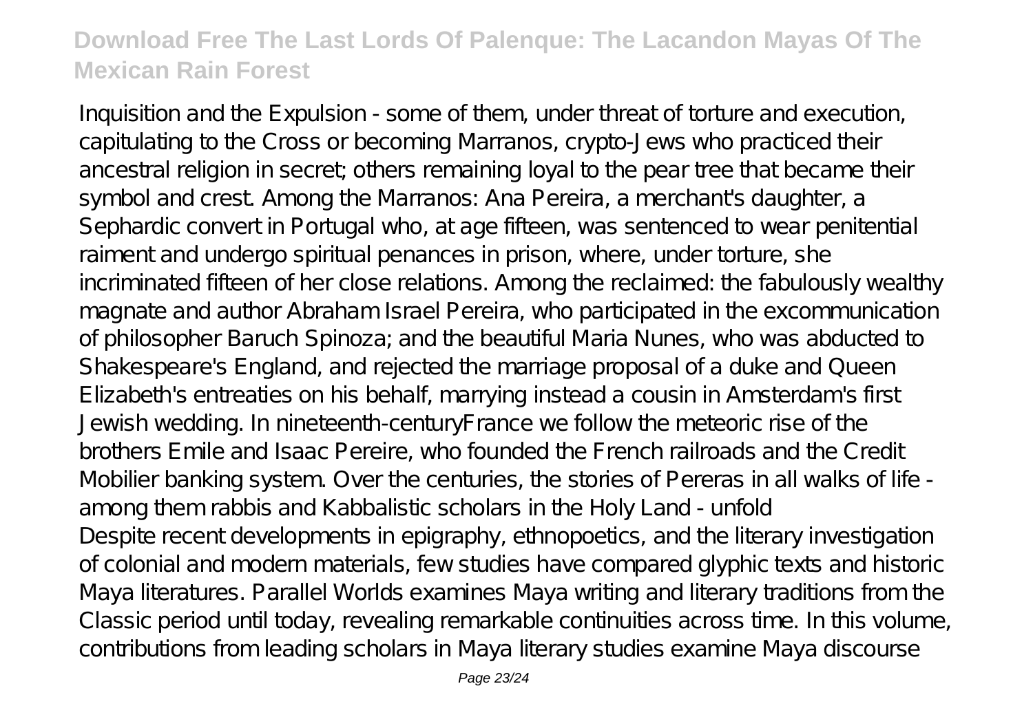Inquisition and the Expulsion - some of them, under threat of torture and execution, capitulating to the Cross or becoming Marranos, crypto-Jews who practiced their ancestral religion in secret; others remaining loyal to the pear tree that became their symbol and crest. Among the Marranos: Ana Pereira, a merchant's daughter, a Sephardic convert in Portugal who, at age fifteen, was sentenced to wear penitential raiment and undergo spiritual penances in prison, where, under torture, she incriminated fifteen of her close relations. Among the reclaimed: the fabulously wealthy magnate and author Abraham Israel Pereira, who participated in the excommunication of philosopher Baruch Spinoza; and the beautiful Maria Nunes, who was abducted to Shakespeare's England, and rejected the marriage proposal of a duke and Queen Elizabeth's entreaties on his behalf, marrying instead a cousin in Amsterdam's first Jewish wedding. In nineteenth-centuryFrance we follow the meteoric rise of the brothers Emile and Isaac Pereire, who founded the French railroads and the Credit Mobilier banking system. Over the centuries, the stories of Pereras in all walks of life - among them rabbis and Kabbalistic scholars in the Holy Land - unfold

Despite recent developments in epigraphy, ethnopoetics, and the literary investigation of colonial and modern materials, few studies have compared glyphic texts and historic Maya literatures. Parallel Worlds examines Maya writing and literary traditions from the Classic period until today, revealing remarkable continuities across time. In this volume, contributions from leading scholars in Maya literary studies examine Maya discourse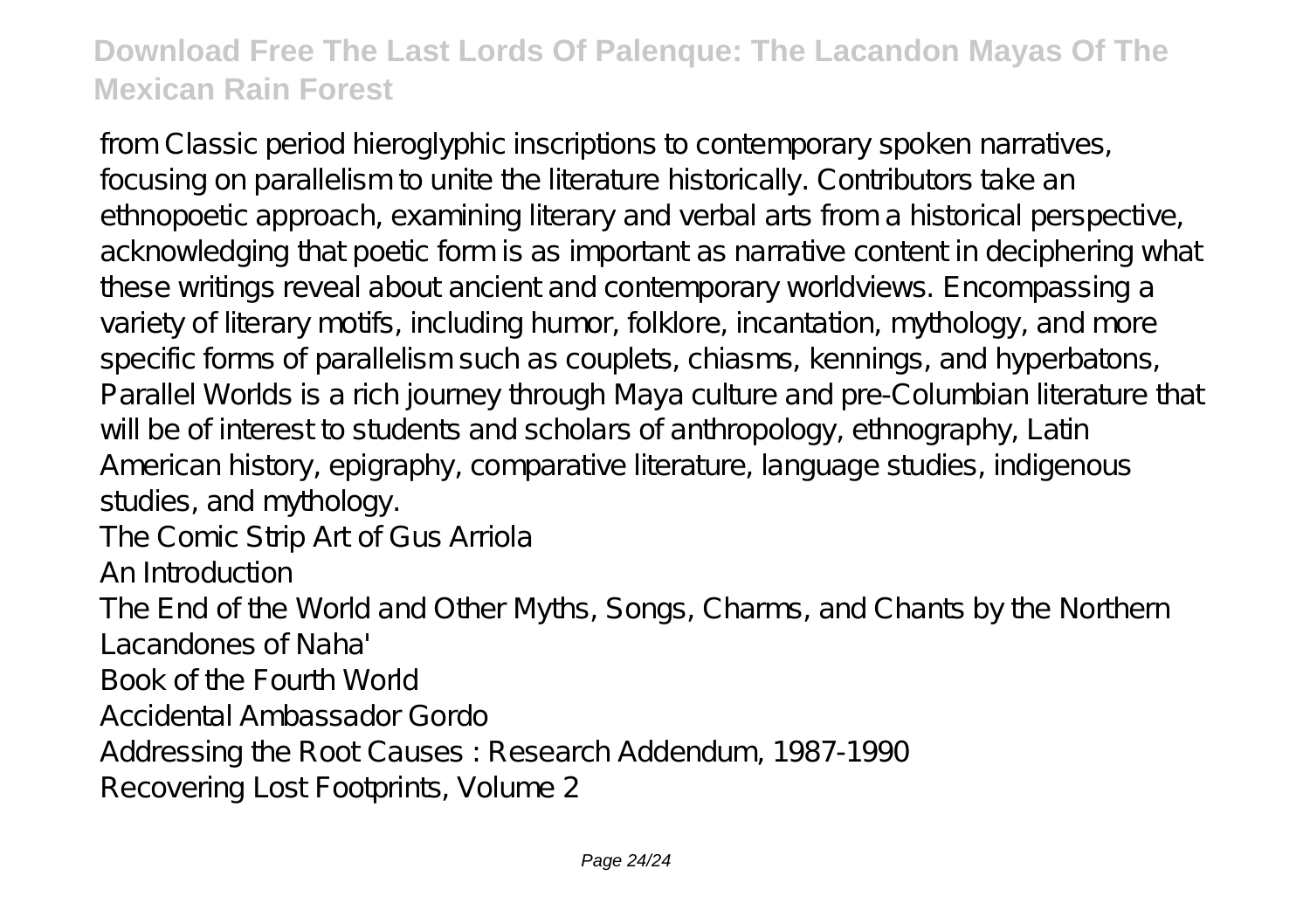from Classic period hieroglyphic inscriptions to contemporary spoken narratives, focusing on parallelism to unite the literature historically. Contributors take an ethnopoetic approach, examining literary and verbal arts from a historical perspective, acknowledging that poetic form is as important as narrative content in deciphering what these writings reveal about ancient and contemporary worldviews. Encompassing a variety of literary motifs, including humor, folklore, incantation, mythology, and more specific forms of parallelism such as couplets, chiasms, kennings, and hyperbatons, Parallel Worlds is a rich journey through Maya culture and pre-Columbian literature that will be of interest to students and scholars of anthropology, ethnography, Latin American history, epigraphy, comparative literature, language studies, indigenous studies, and mythology.

The Comic Strip Art of Gus Arriola

An Introduction

The End of the World and Other Myths, Songs, Charms, and Chants by the Northern Lacandones of Naha'

Book of the Fourth World

Accidental Ambassador Gordo

Addressing the Root Causes : Research Addendum, 1987-1990

Recovering Lost Footprints, Volume 2